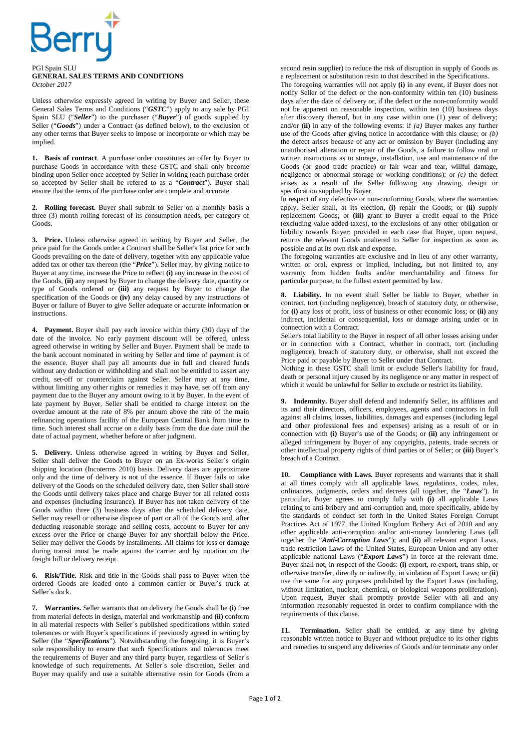Berry

PGI Spain SLU
**GENERAL SALES TERMS AND CONDITIONS**
*October 2017*

Unless otherwise expressly agreed in writing by Buyer and Seller, these General Sales Terms and Conditions ("***GSTC***") apply to any sale by PGI Spain SLU ("***Seller***") to the purchaser ("***Buyer***") of goods supplied by Seller ("***Goods***") under a Contract (as defined below), to the exclusion of any other terms that Buyer seeks to impose or incorporate or which may be implied.

**1. Basis of contract**. A purchase order constitutes an offer by Buyer to purchase Goods in accordance with these GSTC and shall only become binding upon Seller once accepted by Seller in writing (each purchase order so accepted by Seller shall be refered to as a "***Contract***"). Buyer shall ensure that the terms of the purchase order are complete and accurate.

**2. Rolling forecast.** Buyer shall submit to Seller on a monthly basis a three (3) month rolling forecast of its consumption needs, per category of Goods.

**3. Price.** Unless otherwise agreed in writing by Buyer and Seller, the price paid for the Goods under a Contract shall be Seller's list price for such Goods prevailing on the date of delivery, together with any applicable value added tax or other tax thereon (the "***Price***"). Seller may, by giving notice to Buyer at any time, increase the Price to reflect **(i)** any increase in the cost of the Goods, **(ii)** any request by Buyer to change the delivery date, quantity or type of Goods ordered or **(iii)** any request by Buyer to change the specification of the Goods or **(iv)** any delay caused by any instructions of Buyer or failure of Buyer to give Seller adequate or accurate information or instructions.

**4. Payment.** Buyer shall pay each invoice within thirty (30) days of the date of the invoice. No early payment discount will be offered, unless agreed otherwise in writing by Seller and Buyer. Payment shall be made to the bank account nominated in writing by Seller and time of payment is of the essence. Buyer shall pay all amounts due in full and cleared funds without any deduction or withholding and shall not be entitled to assert any credit, set-off or counterclaim against Seller. Seller may at any time, without limiting any other rights or remedies it may have, set off from any payment due to the Buyer any amount owing to it by Buyer. In the event of late payment by Buyer, Seller shall be entitled to charge interest on the overdue amount at the rate of 8% per annum above the rate of the main refinancing operations facility of the European Central Bank from time to time. Such interest shall accrue on a daily basis from the due date until the date of actual payment, whether before or after judgment.

**5. Delivery.** Unless otherwise agreed in writing by Buyer and Seller, Seller shall deliver the Goods to Buyer on an Ex-works Seller´s origin shipping location (Incoterms 2010) basis. Delivery dates are approximate only and the time of delivery is not of the essence. If Buyer fails to take delivery of the Goods on the scheduled delivery date, then Seller shall store the Goods until delivery takes place and charge Buyer for all related costs and expenses (including insurance). If Buyer has not taken delivery of the Goods within three (3) business days after the scheduled delivery date, Seller may resell or otherwise dispose of part or all of the Goods and, after deducting reasonable storage and selling costs, account to Buyer for any excess over the Price or charge Buyer for any shortfall below the Price. Seller may deliver the Goods by installments. All claims for loss or damage during transit must be made against the carrier and by notation on the freight bill or delivery receipt.

**6. Risk/Title.** Risk and title in the Goods shall pass to Buyer when the ordered Goods are loaded onto a common carrier or Buyer´s truck at Seller´s dock.

**7. Warranties.** Seller warrants that on delivery the Goods shall be **(i)** free from material defects in design, material and workmanship and **(ii)** conform in all material respects with Seller´s published specifications within stated tolerances or with Buyer´s specifications if previously agreed in writing by Seller (the "***Specifications***"). Notwithstanding the foregoing, it is Buyer's sole responsibility to ensure that such Specifications and tolerances meet the requirements of Buyer and any third party buyer, regardless of Seller´s knowledge of such requirements. At Seller´s sole discretion, Seller and Buyer may qualify and use a suitable alternative resin for Goods (from a second resin supplier) to reduce the risk of disruption in supply of Goods as a replacement or substitution resin to that described in the Specifications.

The foregoing warranties will not apply **(i)** in any event, if Buyer does not notify Seller of the defect or the non-conformity within ten (10) business days after the date of delivery or, if the defect or the non-conformity would not be apparent on reasonable inspection, within ten (10) business days after discovery thereof, but in any case within one (1) year of delivery; and/or **(ii)** in any of the following events: if *(a)* Buyer makes any further use of the Goods after giving notice in accordance with this clause; or *(b)* the defect arises because of any act or omission by Buyer (including any unauthorised alteration or repair of the Goods, a failure to follow oral or written instructions as to storage, installation, use and maintenance of the Goods (or good trade practice) or fair wear and tear, willful damage, negligence or abnormal storage or working conditions); or *(c)* the defect arises as a result of the Seller following any drawing, design or specification supplied by Buyer.

In respect of any defective or non-conforming Goods, where the warranties apply, Seller shall, at its election, **(i)** repair the Goods; or **(ii)** supply replacement Goods; or **(iii)** grant to Buyer a credit equal to the Price (excluding value added taxes), to the exclusions of any other obligation or liability towards Buyer; provided in each case that Buyer, upon request, returns the relevant Goods unaltered to Seller for inspection as soon as possible and at its own risk and expense.

The foregoing warranties are exclusive and in lieu of any other warranty, written or oral, express or implied, including, but not limited to, any warranty from hidden faults and/or merchantability and fitness for particular purpose, to the fullest extent permitted by law.

**8. Liability.** In no event shall Seller be liable to Buyer, whether in contract, tort (including negligence), breach of statutory duty, or otherwise, for **(i)** any loss of profit, loss of business or other economic loss; or **(ii)** any indirect, incidental or consequential, loss or damage arising under or in connection with a Contract.

Seller's total liability to the Buyer in respect of all other losses arising under or in connection with a Contract, whether in contract, tort (including negligence), breach of statutory duty, or otherwise, shall not exceed the Price paid or payable by Buyer to Seller under that Contract.

Nothing in these GSTC shall limit or exclude Seller's liability for fraud, death or personal injury caused by its negligence or any matter in respect of which it would be unlawful for Seller to exclude or restrict its liability.

**9. Indemnity.** Buyer shall defend and indemnify Seller, its affiliates and its and their directors, officers, employees, agents and contractors in full against all claims, losses, liabilities, damages and expenses (including legal and other professional fees and expenses) arising as a result of or in connection with **(i)** Buyer's use of the Goods; or **(ii)** any infringement or alleged infringement by Buyer of any copyrights, patents, trade secrets or other intellectual property rights of third parties or of Seller; or **(iii)** Buyer's breach of a Contract.

**10. Compliance with Laws.** Buyer represents and warrants that it shall at all times comply with all applicable laws, regulations, codes, rules, ordinances, judgments, orders and decrees (all together, the "***Laws***"). In particular, Buyer agrees to comply fully with **(i)** all applicable Laws relating to anti-bribery and anti-corruption and, more specifically, abide by the standards of conduct set forth in the United States Foreign Corrupt Practices Act of 1977, the United Kingdom Bribery Act of 2010 and any other applicable anti-corruption and/or anti-money laundering Laws (all together the "***Anti-Corruption Laws***"); and **(ii)** all relevant export Laws, trade restriction Laws of the United States, European Union and any other applicable national Laws ("***Export Laws***") in force at the relevant time. Buyer shall not, in respect of the Goods: **(i)** export, re-export, trans-ship, or otherwise transfer, directly or indirectly, in violation of Export Laws; or (**ii**) use the same for any purposes prohibited by the Export Laws (including, without limitation, nuclear, chemical, or biological weapons proliferation). Upon request, Buyer shall promptly provide Seller with all and any information reasonably requested in order to confirm compliance with the requirements of this clause.

**11. Termination.** Seller shall be entitled, at any time by giving reasonable written notice to Buyer and without prejudice to its other rights and remedies to suspend any deliveries of Goods and/or terminate any order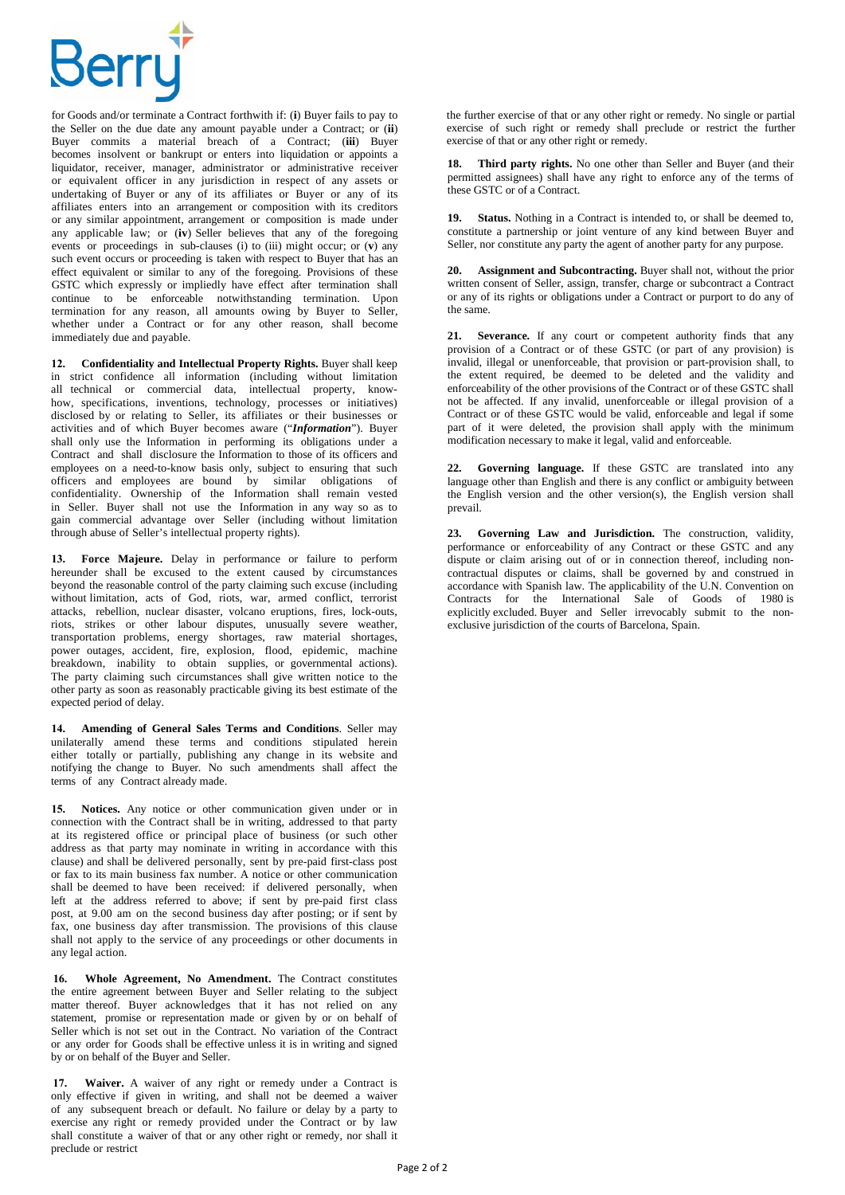for Goods and/or terminate a Contract forthwith if: (**i**) Buyer fails to pay to the Seller on the due date any amount payable under a Contract; or (**ii**) Buyer commits a material breach of a Contract; (**iii**) Buyer becomes insolvent or bankrupt or enters into liquidation or appoints a liquidator, receiver, manager, administrator or administrative receiver or equivalent officer in any jurisdiction in respect of any assets or undertaking of Buyer or any of its affiliates or Buyer or any of its affiliates enters into an arrangement or composition with its creditors or any similar appointment, arrangement or composition is made under any applicable law; or (**iv**) Seller believes that any of the foregoing events or proceedings in sub-clauses (i) to (iii) might occur; or (**v**) any such event occurs or proceeding is taken with respect to Buyer that has an effect equivalent or similar to any of the foregoing. Provisions of these GSTC which expressly or impliedly have effect after termination shall continue to be enforceable notwithstanding termination. Upon termination for any reason, all amounts owing by Buyer to Seller, whether under a Contract or for any other reason, shall become immediately due and payable.

**12. Confidentiality and Intellectual Property Rights.** Buyer shall keep in strict confidence all information (including without limitation all technical or commercial data, intellectual property, know-how, specifications, inventions, technology, processes or initiatives) disclosed by or relating to Seller, its affiliates or their businesses or activities and of which Buyer becomes aware ("***Information***"). Buyer shall only use the Information in performing its obligations under a Contract and shall disclosure the Information to those of its officers and employees on a need-to-know basis only, subject to ensuring that such officers and employees are bound by similar obligations of confidentiality. Ownership of the Information shall remain vested in Seller. Buyer shall not use the Information in any way so as to gain commercial advantage over Seller (including without limitation through abuse of Seller's intellectual property rights).

**13. Force Majeure.** Delay in performance or failure to perform hereunder shall be excused to the extent caused by circumstances beyond the reasonable control of the party claiming such excuse (including without limitation, acts of God, riots, war, armed conflict, terrorist attacks, rebellion, nuclear disaster, volcano eruptions, fires, lock-outs, riots, strikes or other labour disputes, unusually severe weather, transportation problems, energy shortages, raw material shortages, power outages, accident, fire, explosion, flood, epidemic, machine breakdown, inability to obtain supplies, or governmental actions). The party claiming such circumstances shall give written notice to the other party as soon as reasonably practicable giving its best estimate of the expected period of delay.

**14. Amending of General Sales Terms and Conditions**. Seller may unilaterally amend these terms and conditions stipulated herein either totally or partially, publishing any change in its website and notifying the change to Buyer. No such amendments shall affect the terms of any Contract already made.

**15. Notices.** Any notice or other communication given under or in connection with the Contract shall be in writing, addressed to that party at its registered office or principal place of business (or such other address as that party may nominate in writing in accordance with this clause) and shall be delivered personally, sent by pre-paid first-class post or fax to its main business fax number. A notice or other communication shall be deemed to have been received: if delivered personally, when left at the address referred to above; if sent by pre-paid first class post, at 9.00 am on the second business day after posting; or if sent by fax, one business day after transmission. The provisions of this clause shall not apply to the service of any proceedings or other documents in any legal action.

**16. Whole Agreement, No Amendment.** The Contract constitutes the entire agreement between Buyer and Seller relating to the subject matter thereof. Buyer acknowledges that it has not relied on any statement, promise or representation made or given by or on behalf of Seller which is not set out in the Contract. No variation of the Contract or any order for Goods shall be effective unless it is in writing and signed by or on behalf of the Buyer and Seller.

**17. Waiver.** A waiver of any right or remedy under a Contract is only effective if given in writing, and shall not be deemed a waiver of any subsequent breach or default. No failure or delay by a party to exercise any right or remedy provided under the Contract or by law shall constitute a waiver of that or any other right or remedy, nor shall it preclude or restrict the further exercise of that or any other right or remedy. No single or partial exercise of such right or remedy shall preclude or restrict the further exercise of that or any other right or remedy.

**18. Third party rights.** No one other than Seller and Buyer (and their permitted assignees) shall have any right to enforce any of the terms of these GSTC or of a Contract.

**19. Status.** Nothing in a Contract is intended to, or shall be deemed to, constitute a partnership or joint venture of any kind between Buyer and Seller, nor constitute any party the agent of another party for any purpose.

**20. Assignment and Subcontracting.** Buyer shall not, without the prior written consent of Seller, assign, transfer, charge or subcontract a Contract or any of its rights or obligations under a Contract or purport to do any of the same.

**21. Severance.** If any court or competent authority finds that any provision of a Contract or of these GSTC (or part of any provision) is invalid, illegal or unenforceable, that provision or part-provision shall, to the extent required, be deemed to be deleted and the validity and enforceability of the other provisions of the Contract or of these GSTC shall not be affected. If any invalid, unenforceable or illegal provision of a Contract or of these GSTC would be valid, enforceable and legal if some part of it were deleted, the provision shall apply with the minimum modification necessary to make it legal, valid and enforceable.

**22. Governing language.** If these GSTC are translated into any language other than English and there is any conflict or ambiguity between the English version and the other version(s), the English version shall prevail.

**23. Governing Law and Jurisdiction.** The construction, validity, performance or enforceability of any Contract or these GSTC and any dispute or claim arising out of or in connection thereof, including non-contractual disputes or claims, shall be governed by and construed in accordance with Spanish law. The applicability of the U.N. Convention on Contracts for the International Sale of Goods of 1980 is explicitly excluded. Buyer and Seller irrevocably submit to the non-exclusive jurisdiction of the courts of Barcelona, Spain.